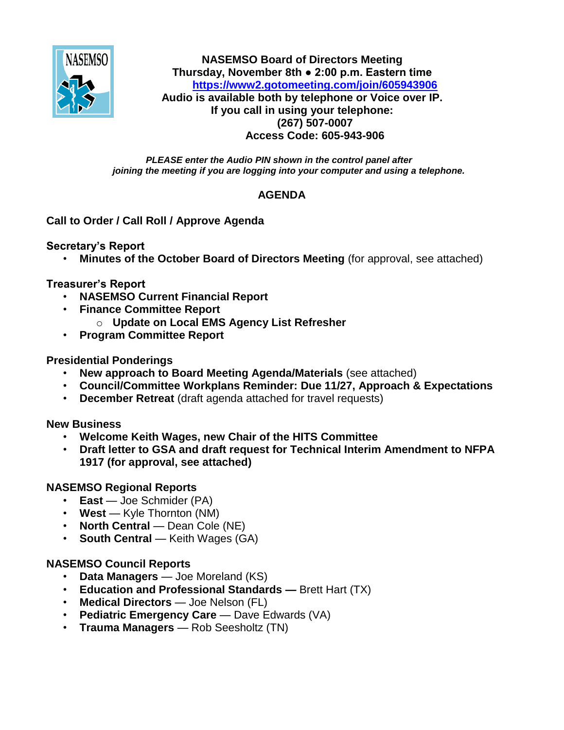**NASEMSO Board of Directors Meeting**
**Thursday, November 8th ● 2:00 p.m. Eastern time**
**https://www2.gotomeeting.com/join/605943906**
**Audio is available both by telephone or Voice over IP.**
**If you call in using your telephone:**
**(267) 507-0007**
**Access Code: 605-943-906**

***PLEASE enter the Audio PIN shown in the control panel after joining the meeting if you are logging into your computer and using a telephone.***

## AGENDA

**Call to Order / Call Roll / Approve Agenda**

**Secretary's Report**

- **Minutes of the October Board of Directors Meeting** (for approval, see attached)

**Treasurer's Report**

- **NASEMSO Current Financial Report**
- **Finance Committee Report**
  - **Update on Local EMS Agency List Refresher**
- **Program Committee Report**

**Presidential Ponderings**

- **New approach to Board Meeting Agenda/Materials** (see attached)
- **Council/Committee Workplans Reminder: Due 11/27, Approach & Expectations**
- **December Retreat** (draft agenda attached for travel requests)

**New Business**

- **Welcome Keith Wages, new Chair of the HITS Committee**
- **Draft letter to GSA and draft request for Technical Interim Amendment to NFPA 1917 (for approval, see attached)**

**NASEMSO Regional Reports**

- **East** — Joe Schmider (PA)
- **West** — Kyle Thornton (NM)
- **North Central** — Dean Cole (NE)
- **South Central** — Keith Wages (GA)

**NASEMSO Council Reports**

- **Data Managers** — Joe Moreland (KS)
- **Education and Professional Standards —** Brett Hart (TX)
- **Medical Directors** — Joe Nelson (FL)
- **Pediatric Emergency Care** — Dave Edwards (VA)
- **Trauma Managers** — Rob Seesholtz (TN)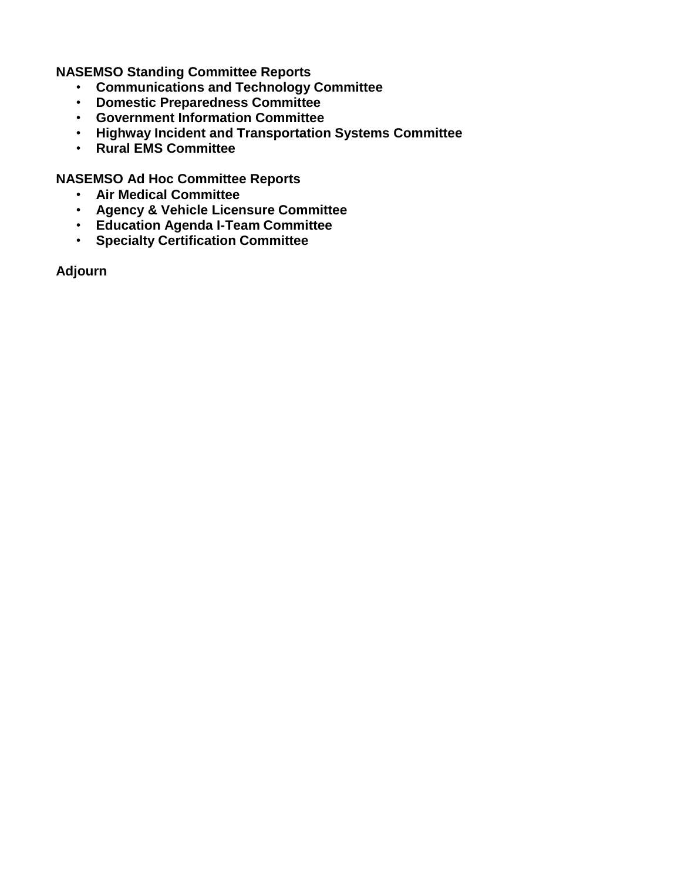**NASEMSO Standing Committee Reports**

- **Communications and Technology Committee**
- **Domestic Preparedness Committee**
- **Government Information Committee**
- **Highway Incident and Transportation Systems Committee**
- **Rural EMS Committee**

**NASEMSO Ad Hoc Committee Reports**

- **Air Medical Committee**
- **Agency & Vehicle Licensure Committee**
- **Education Agenda I-Team Committee**
- **Specialty Certification Committee**

**Adjourn**